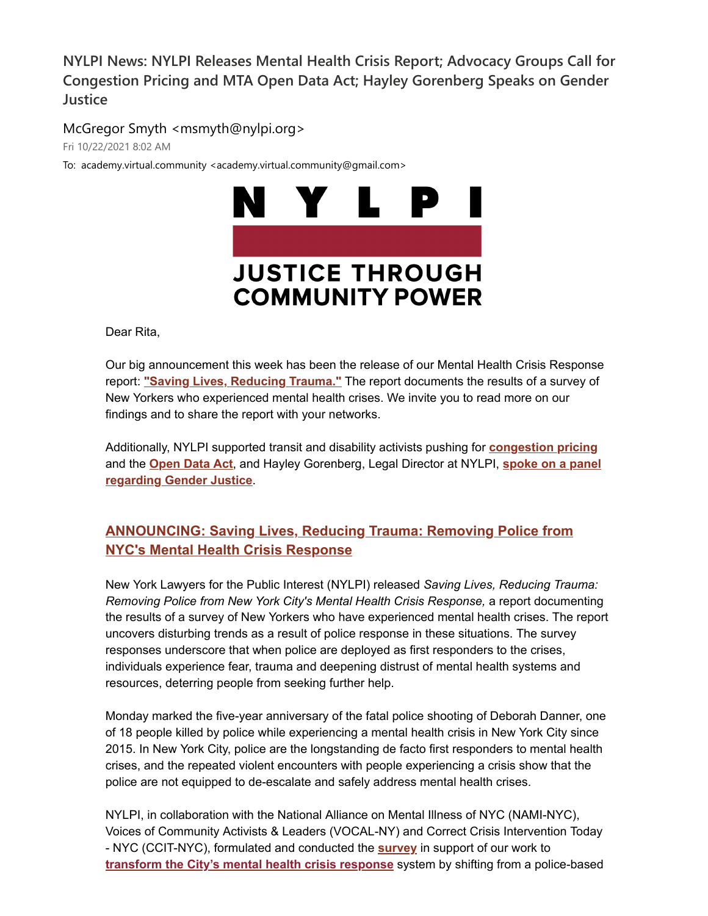# NYLPI News: NYLPI Releases Mental Health Crisis Report; Advocacy Groups Call for Congestion Pricing and MTA Open Data Act; Hayley Gorenberg Speaks on Gender Justice

McGregor Smyth <msmyth@nylpi.org>

Fri 10/22/2021 8:02 AM

To: academy.virtual.community <academy.virtual.community@gmail.com>

**NYLPI**

**JUSTICE THROUGH COMMUNITY POWER**

Dear Rita,

Our big announcement this week has been the release of our Mental Health Crisis Response report: **"Saving Lives, Reducing Trauma."** The report documents the results of a survey of New Yorkers who experienced mental health crises. We invite you to read more on our findings and to share the report with your networks.

Additionally, NYLPI supported transit and disability activists pushing for **congestion pricing** and the **Open Data Act**, and Hayley Gorenberg, Legal Director at NYLPI, **spoke on a panel regarding Gender Justice**.

## ANNOUNCING: Saving Lives, Reducing Trauma: Removing Police from NYC's Mental Health Crisis Response

New York Lawyers for the Public Interest (NYLPI) released *Saving Lives, Reducing Trauma: Removing Police from New York City's Mental Health Crisis Response,* a report documenting the results of a survey of New Yorkers who have experienced mental health crises. The report uncovers disturbing trends as a result of police response in these situations. The survey responses underscore that when police are deployed as first responders to the crises, individuals experience fear, trauma and deepening distrust of mental health systems and resources, deterring people from seeking further help.

Monday marked the five-year anniversary of the fatal police shooting of Deborah Danner, one of 18 people killed by police while experiencing a mental health crisis in New York City since 2015. In New York City, police are the longstanding de facto first responders to mental health crises, and the repeated violent encounters with people experiencing a crisis show that the police are not equipped to de-escalate and safely address mental health crises.

NYLPI, in collaboration with the National Alliance on Mental Illness of NYC (NAMI-NYC), Voices of Community Activists & Leaders (VOCAL-NY) and Correct Crisis Intervention Today - NYC (CCIT-NYC), formulated and conducted the **survey** in support of our work to **transform the City's mental health crisis response** system by shifting from a police-based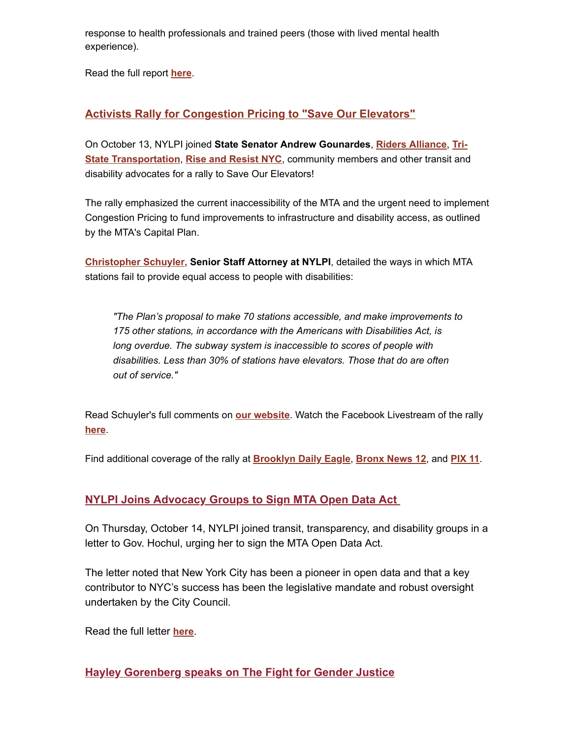response to health professionals and trained peers (those with lived mental health experience).

Read the full report **here**.

## Activists Rally for Congestion Pricing to "Save Our Elevators"

On October 13, NYLPI joined **State Senator Andrew Gounardes**, **Riders Alliance**, **Tri-State Transportation**, **Rise and Resist NYC**, community members and other transit and disability advocates for a rally to Save Our Elevators!

The rally emphasized the current inaccessibility of the MTA and the urgent need to implement Congestion Pricing to fund improvements to infrastructure and disability access, as outlined by the MTA's Capital Plan.

**Christopher Schuyler, Senior Staff Attorney at NYLPI**, detailed the ways in which MTA stations fail to provide equal access to people with disabilities:

> *"The Plan's proposal to make 70 stations accessible, and make improvements to 175 other stations, in accordance with the Americans with Disabilities Act, is long overdue. The subway system is inaccessible to scores of people with disabilities. Less than 30% of stations have elevators. Those that do are often out of service."*

Read Schuyler's full comments on **our website**. Watch the Facebook Livestream of the rally **here**.

Find additional coverage of the rally at **Brooklyn Daily Eagle**, **Bronx News 12**, and **PIX 11**.

## NYLPI Joins Advocacy Groups to Sign MTA Open Data Act

On Thursday, October 14, NYLPI joined transit, transparency, and disability groups in a letter to Gov. Hochul, urging her to sign the MTA Open Data Act.

The letter noted that New York City has been a pioneer in open data and that a key contributor to NYC's success has been the legislative mandate and robust oversight undertaken by the City Council.

Read the full letter **here**.

## Hayley Gorenberg speaks on The Fight for Gender Justice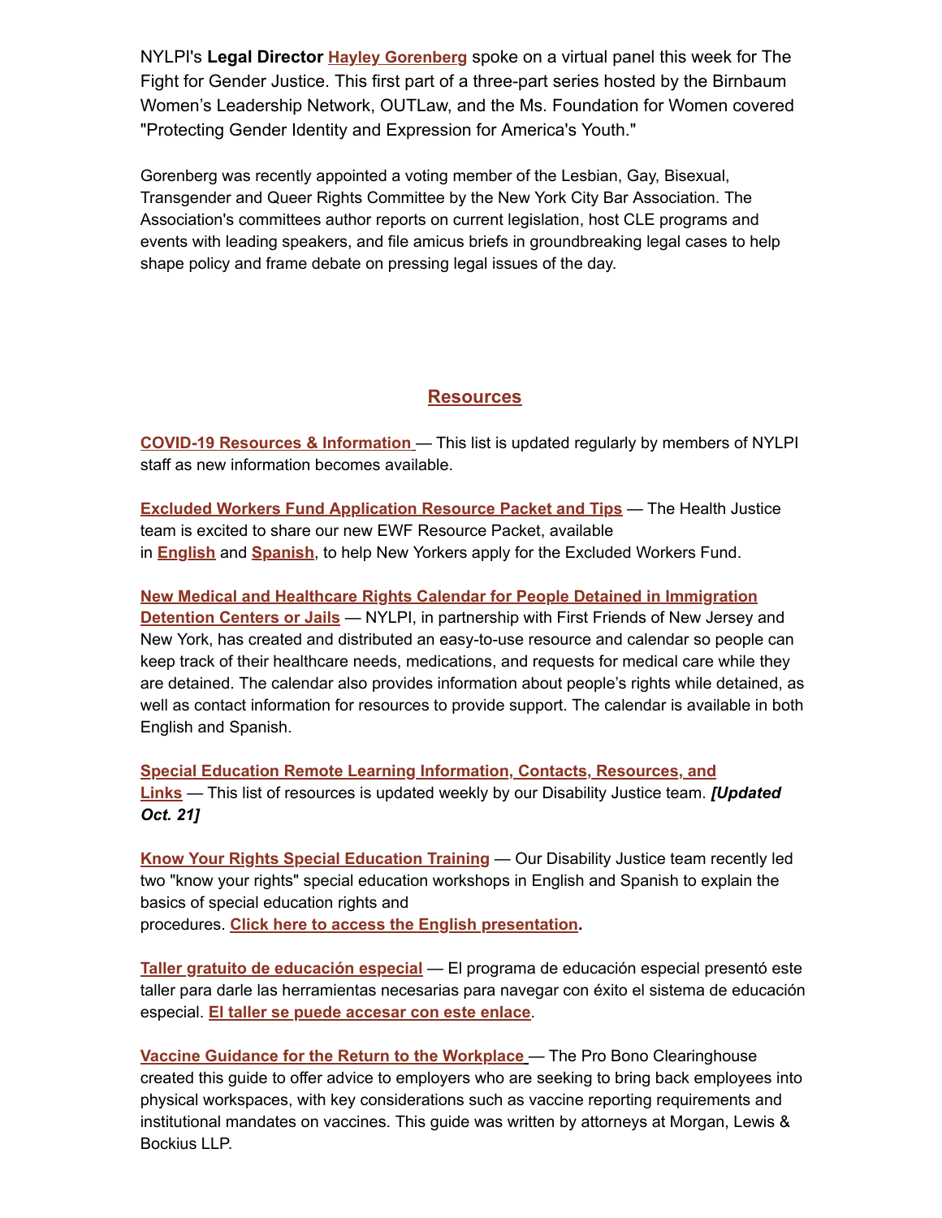NYLPI's **Legal Director** **Hayley Gorenberg** spoke on a virtual panel this week for The Fight for Gender Justice. This first part of a three-part series hosted by the Birnbaum Women's Leadership Network, OUTLaw, and the Ms. Foundation for Women covered "Protecting Gender Identity and Expression for America's Youth."

Gorenberg was recently appointed a voting member of the Lesbian, Gay, Bisexual, Transgender and Queer Rights Committee by the New York City Bar Association. The Association's committees author reports on current legislation, host CLE programs and events with leading speakers, and file amicus briefs in groundbreaking legal cases to help shape policy and frame debate on pressing legal issues of the day.

## Resources

**COVID-19 Resources & Information** — This list is updated regularly by members of NYLPI staff as new information becomes available.

**Excluded Workers Fund Application Resource Packet and Tips** — The Health Justice team is excited to share our new EWF Resource Packet, available in **English** and **Spanish**, to help New Yorkers apply for the Excluded Workers Fund.

**New Medical and Healthcare Rights Calendar for People Detained in Immigration Detention Centers or Jails** — NYLPI, in partnership with First Friends of New Jersey and New York, has created and distributed an easy-to-use resource and calendar so people can keep track of their healthcare needs, medications, and requests for medical care while they are detained. The calendar also provides information about people's rights while detained, as well as contact information for resources to provide support. The calendar is available in both English and Spanish.

**Special Education Remote Learning Information, Contacts, Resources, and Links** — This list of resources is updated weekly by our Disability Justice team. ***[Updated Oct. 21]***

**Know Your Rights Special Education Training** — Our Disability Justice team recently led two "know your rights" special education workshops in English and Spanish to explain the basics of special education rights and procedures. **Click here to access the English presentation.**

**Taller gratuito de educación especial** — El programa de educación especial presentó este taller para darle las herramientas necesarias para navegar con éxito el sistema de educación especial. **El taller se puede accesar con este enlace**.

**Vaccine Guidance for the Return to the Workplace** — The Pro Bono Clearinghouse created this guide to offer advice to employers who are seeking to bring back employees into physical workspaces, with key considerations such as vaccine reporting requirements and institutional mandates on vaccines. This guide was written by attorneys at Morgan, Lewis & Bockius LLP.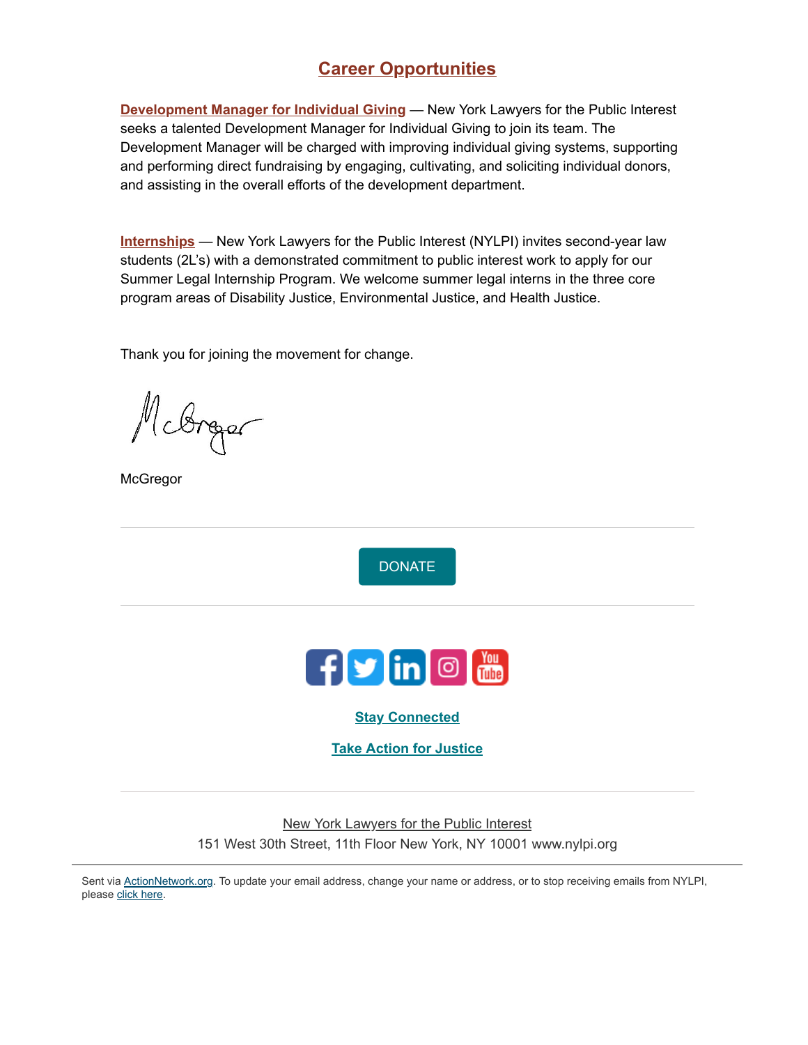## Career Opportunities

**Development Manager for Individual Giving** — New York Lawyers for the Public Interest seeks a talented Development Manager for Individual Giving to join its team. The Development Manager will be charged with improving individual giving systems, supporting and performing direct fundraising by engaging, cultivating, and soliciting individual donors, and assisting in the overall efforts of the development department.

**Internships** — New York Lawyers for the Public Interest (NYLPI) invites second-year law students (2L's) with a demonstrated commitment to public interest work to apply for our Summer Legal Internship Program. We welcome summer legal interns in the three core program areas of Disability Justice, Environmental Justice, and Health Justice.

Thank you for joining the movement for change.

McGregor

DONATE

**Stay Connected**

**Take Action for Justice**

New York Lawyers for the Public Interest
151 West 30th Street, 11th Floor New York, NY 10001 www.nylpi.org

Sent via ActionNetwork.org. To update your email address, change your name or address, or to stop receiving emails from NYLPI, please click here.